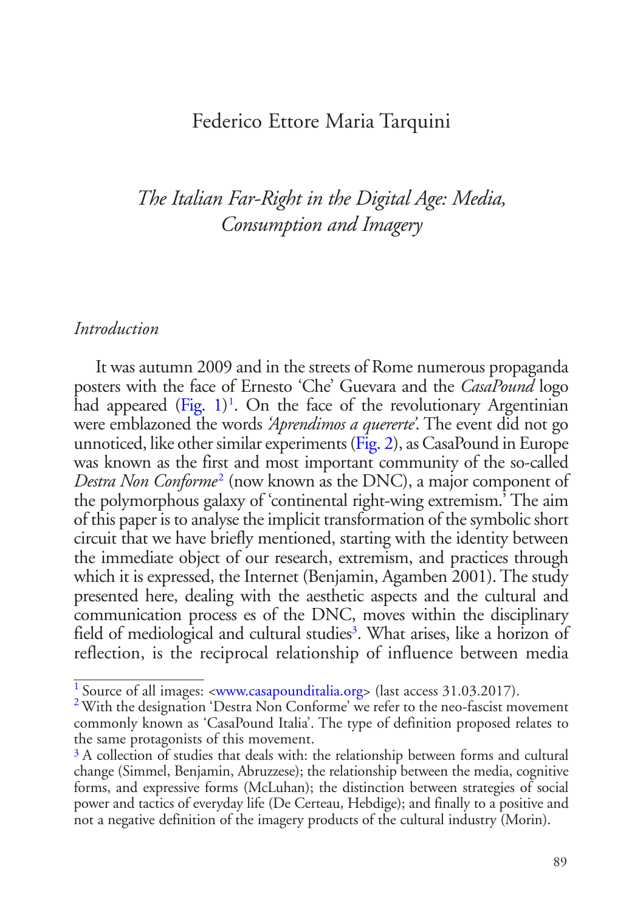Federico Ettore Maria Tarquini

# *The Italian Far-Right in the Digital Age: Media, Consumption and Imagery*

## *Introduction*

It was autumn 2009 and in the streets of Rome numerous propaganda posters with the face of Ernesto 'Che' Guevara and the *CasaPound* logo had appeared (Fig. 1)[1]. On the face of the revolutionary Argentinian were emblazoned the words *'Aprendimos a quererte'*. The event did not go unnoticed, like other similar experiments (Fig. 2), as CasaPound in Europe was known as the first and most important community of the so-called *Destra Non Conforme*[2] (now known as the DNC), a major component of the polymorphous galaxy of 'continental right-wing extremism.' The aim of this paper is to analyse the implicit transformation of the symbolic short circuit that we have briefly mentioned, starting with the identity between the immediate object of our research, extremism, and practices through which it is expressed, the Internet (Benjamin, Agamben 2001). The study presented here, dealing with the aesthetic aspects and the cultural and communication process es of the DNC, moves within the disciplinary field of mediological and cultural studies[3]. What arises, like a horizon of reflection, is the reciprocal relationship of influence between media

---

[1] Source of all images: <www.casapounditalia.org> (last access 31.03.2017).

[2] With the designation 'Destra Non Conforme' we refer to the neo-fascist movement commonly known as 'CasaPound Italia'. The type of definition proposed relates to the same protagonists of this movement.

[3] A collection of studies that deals with: the relationship between forms and cultural change (Simmel, Benjamin, Abruzzese); the relationship between the media, cognitive forms, and expressive forms (McLuhan); the distinction between strategies of social power and tactics of everyday life (De Certeau, Hebdige); and finally to a positive and not a negative definition of the imagery products of the cultural industry (Morin).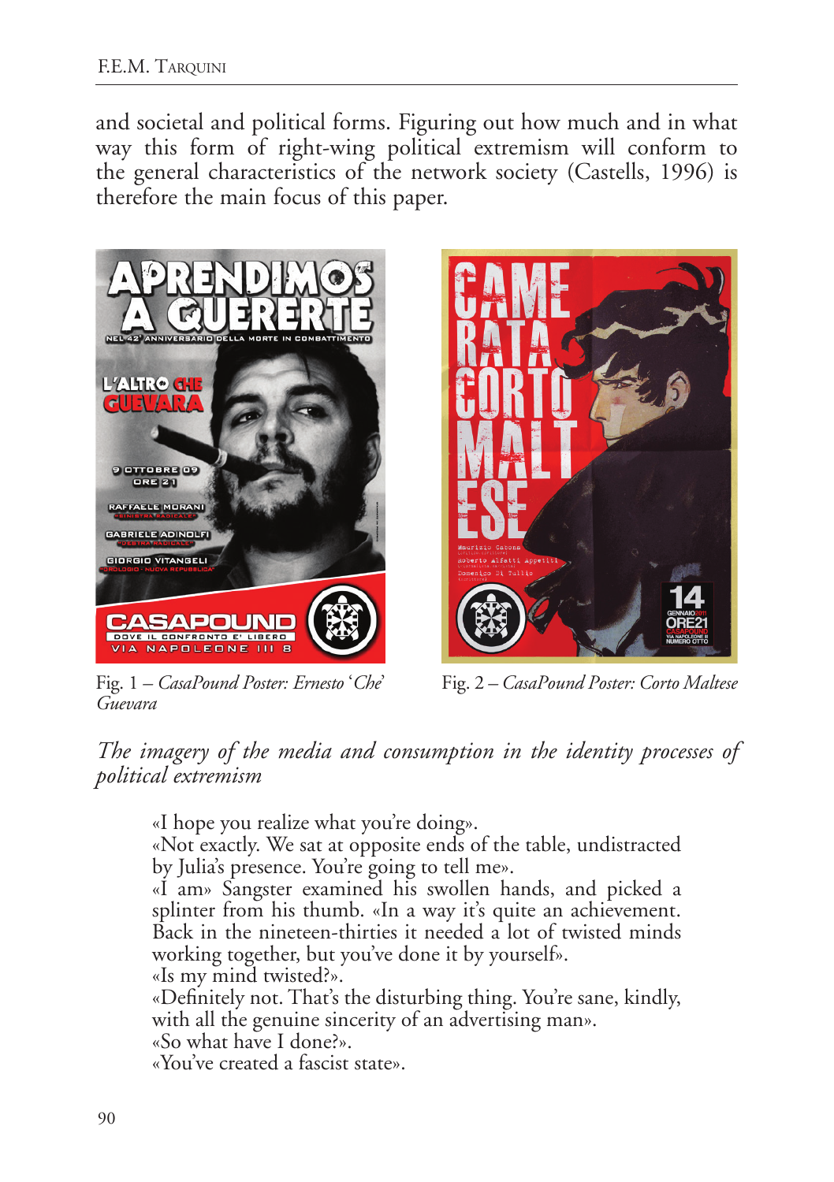and societal and political forms. Figuring out how much and in what way this form of right-wing political extremism will conform to the general characteristics of the network society (Castells, 1996) is therefore the main focus of this paper.

Fig. 1 – *CasaPound Poster: Ernesto 'Che' Guevara*

Fig. 2 – *CasaPound Poster: Corto Maltese*

## *The imagery of the media and consumption in the identity processes of political extremism*

> «I hope you realize what you're doing».
> «Not exactly. We sat at opposite ends of the table, undistracted by Julia's presence. You're going to tell me».
> «I am» Sangster examined his swollen hands, and picked a splinter from his thumb. «In a way it's quite an achievement. Back in the nineteen-thirties it needed a lot of twisted minds working together, but you've done it by yourself».
> «Is my mind twisted?».
> «Definitely not. That's the disturbing thing. You're sane, kindly, with all the genuine sincerity of an advertising man».
> «So what have I done?».
> «You've created a fascist state».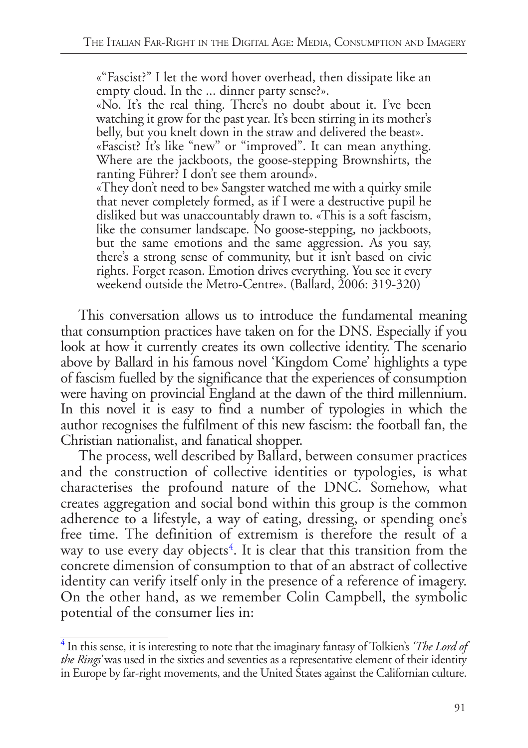> «"Fascist?" I let the word hover overhead, then dissipate like an empty cloud. In the ... dinner party sense?».
> «No. It's the real thing. There's no doubt about it. I've been watching it grow for the past year. It's been stirring in its mother's belly, but you knelt down in the straw and delivered the beast».
> «Fascist? It's like "new" or "improved". It can mean anything. Where are the jackboots, the goose-stepping Brownshirts, the ranting Führer? I don't see them around».
> «They don't need to be» Sangster watched me with a quirky smile that never completely formed, as if I were a destructive pupil he disliked but was unaccountably drawn to. «This is a soft fascism, like the consumer landscape. No goose-stepping, no jackboots, but the same emotions and the same aggression. As you say, there's a strong sense of community, but it isn't based on civic rights. Forget reason. Emotion drives everything. You see it every weekend outside the Metro-Centre». (Ballard, 2006: 319-320)

This conversation allows us to introduce the fundamental meaning that consumption practices have taken on for the DNS. Especially if you look at how it currently creates its own collective identity. The scenario above by Ballard in his famous novel 'Kingdom Come' highlights a type of fascism fuelled by the significance that the experiences of consumption were having on provincial England at the dawn of the third millennium. In this novel it is easy to find a number of typologies in which the author recognises the fulfilment of this new fascism: the football fan, the Christian nationalist, and fanatical shopper.

The process, well described by Ballard, between consumer practices and the construction of collective identities or typologies, is what characterises the profound nature of the DNC. Somehow, what creates aggregation and social bond within this group is the common adherence to a lifestyle, a way of eating, dressing, or spending one's free time. The definition of extremism is therefore the result of a way to use every day objects[4]. It is clear that this transition from the concrete dimension of consumption to that of an abstract of collective identity can verify itself only in the presence of a reference of imagery. On the other hand, as we remember Colin Campbell, the symbolic potential of the consumer lies in:

[4] In this sense, it is interesting to note that the imaginary fantasy of Tolkien's *'The Lord of the Rings'* was used in the sixties and seventies as a representative element of their identity in Europe by far-right movements, and the United States against the Californian culture.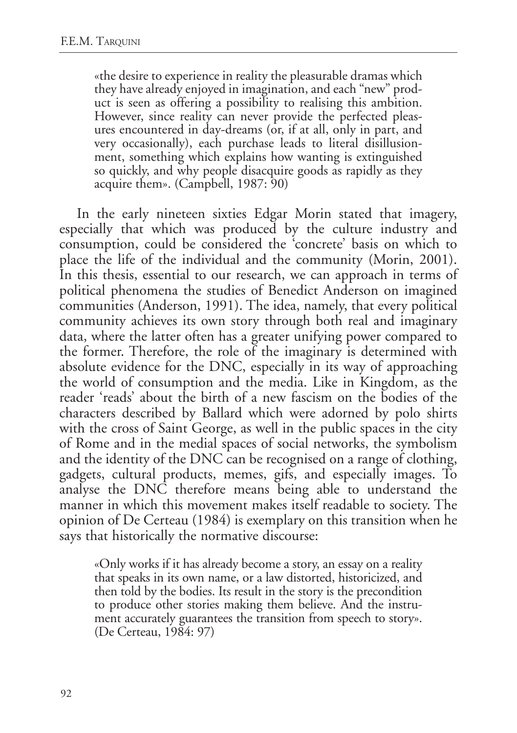> «the desire to experience in reality the pleasurable dramas which they have already enjoyed in imagination, and each "new" product is seen as offering a possibility to realising this ambition. However, since reality can never provide the perfected pleasures encountered in day-dreams (or, if at all, only in part, and very occasionally), each purchase leads to literal disillusionment, something which explains how wanting is extinguished so quickly, and why people disacquire goods as rapidly as they acquire them». (Campbell, 1987: 90)

In the early nineteen sixties Edgar Morin stated that imagery, especially that which was produced by the culture industry and consumption, could be considered the 'concrete' basis on which to place the life of the individual and the community (Morin, 2001). In this thesis, essential to our research, we can approach in terms of political phenomena the studies of Benedict Anderson on imagined communities (Anderson, 1991). The idea, namely, that every political community achieves its own story through both real and imaginary data, where the latter often has a greater unifying power compared to the former. Therefore, the role of the imaginary is determined with absolute evidence for the DNC, especially in its way of approaching the world of consumption and the media. Like in Kingdom, as the reader 'reads' about the birth of a new fascism on the bodies of the characters described by Ballard which were adorned by polo shirts with the cross of Saint George, as well in the public spaces in the city of Rome and in the medial spaces of social networks, the symbolism and the identity of the DNC can be recognised on a range of clothing, gadgets, cultural products, memes, gifs, and especially images. To analyse the DNC therefore means being able to understand the manner in which this movement makes itself readable to society. The opinion of De Certeau (1984) is exemplary on this transition when he says that historically the normative discourse:

> «Only works if it has already become a story, an essay on a reality that speaks in its own name, or a law distorted, historicized, and then told by the bodies. Its result in the story is the precondition to produce other stories making them believe. And the instrument accurately guarantees the transition from speech to story». (De Certeau, 1984: 97)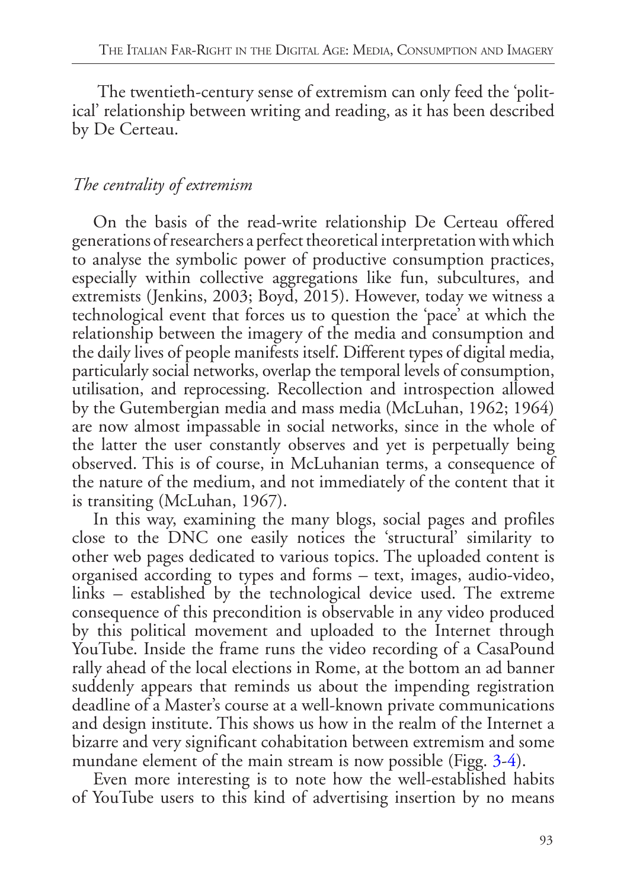The twentieth-century sense of extremism can only feed the 'political' relationship between writing and reading, as it has been described by De Certeau.

### *The centrality of extremism*

On the basis of the read-write relationship De Certeau offered generations of researchers a perfect theoretical interpretation with which to analyse the symbolic power of productive consumption practices, especially within collective aggregations like fun, subcultures, and extremists (Jenkins, 2003; Boyd, 2015). However, today we witness a technological event that forces us to question the 'pace' at which the relationship between the imagery of the media and consumption and the daily lives of people manifests itself. Different types of digital media, particularly social networks, overlap the temporal levels of consumption, utilisation, and reprocessing. Recollection and introspection allowed by the Gutembergian media and mass media (McLuhan, 1962; 1964) are now almost impassable in social networks, since in the whole of the latter the user constantly observes and yet is perpetually being observed. This is of course, in McLuhanian terms, a consequence of the nature of the medium, and not immediately of the content that it is transiting (McLuhan, 1967).

In this way, examining the many blogs, social pages and profiles close to the DNC one easily notices the 'structural' similarity to other web pages dedicated to various topics. The uploaded content is organised according to types and forms – text, images, audio-video, links – established by the technological device used. The extreme consequence of this precondition is observable in any video produced by this political movement and uploaded to the Internet through YouTube. Inside the frame runs the video recording of a CasaPound rally ahead of the local elections in Rome, at the bottom an ad banner suddenly appears that reminds us about the impending registration deadline of a Master's course at a well-known private communications and design institute. This shows us how in the realm of the Internet a bizarre and very significant cohabitation between extremism and some mundane element of the main stream is now possible (Figg. 3-4).

Even more interesting is to note how the well-established habits of YouTube users to this kind of advertising insertion by no means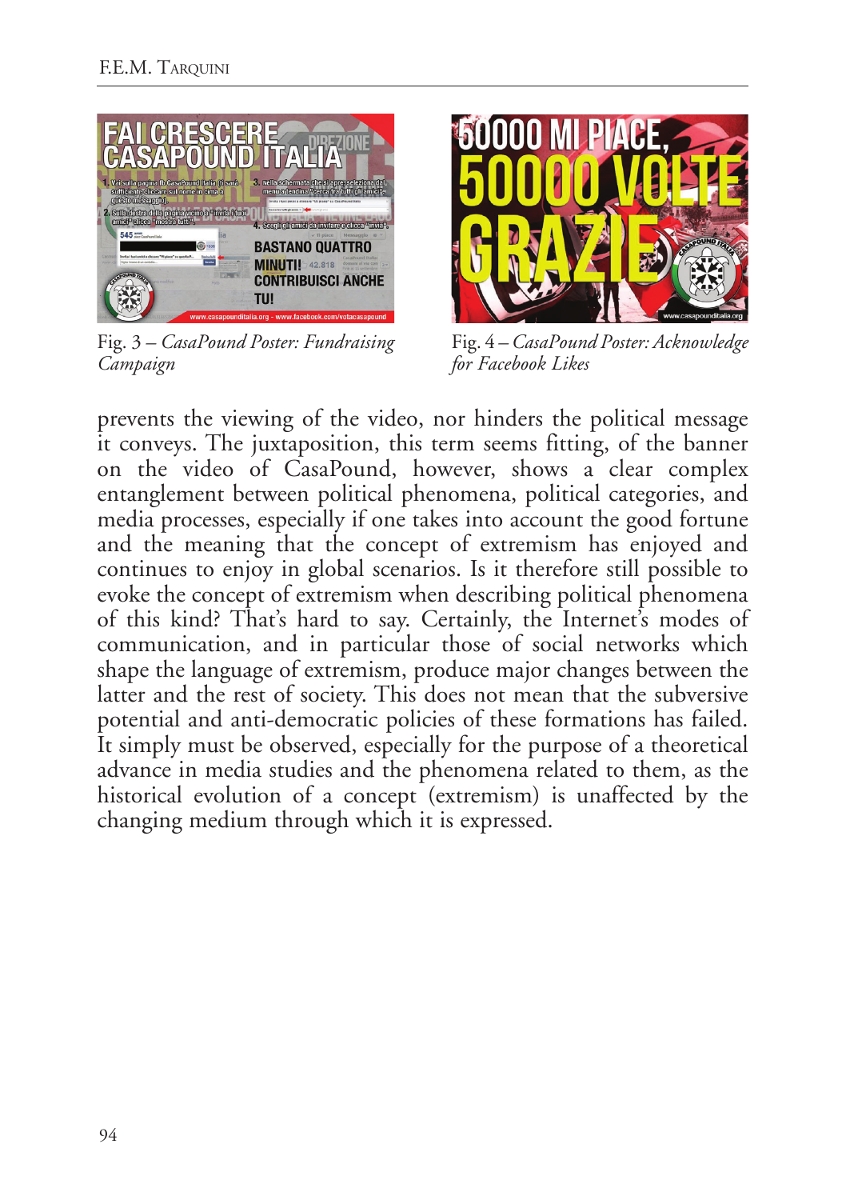Fig. 3 – *CasaPound Poster: Fundraising Campaign*

Fig. 4 – *CasaPound Poster: Acknowledge for Facebook Likes*

prevents the viewing of the video, nor hinders the political message it conveys. The juxtaposition, this term seems fitting, of the banner on the video of CasaPound, however, shows a clear complex entanglement between political phenomena, political categories, and media processes, especially if one takes into account the good fortune and the meaning that the concept of extremism has enjoyed and continues to enjoy in global scenarios. Is it therefore still possible to evoke the concept of extremism when describing political phenomena of this kind? That's hard to say. Certainly, the Internet's modes of communication, and in particular those of social networks which shape the language of extremism, produce major changes between the latter and the rest of society. This does not mean that the subversive potential and anti-democratic policies of these formations has failed. It simply must be observed, especially for the purpose of a theoretical advance in media studies and the phenomena related to them, as the historical evolution of a concept (extremism) is unaffected by the changing medium through which it is expressed.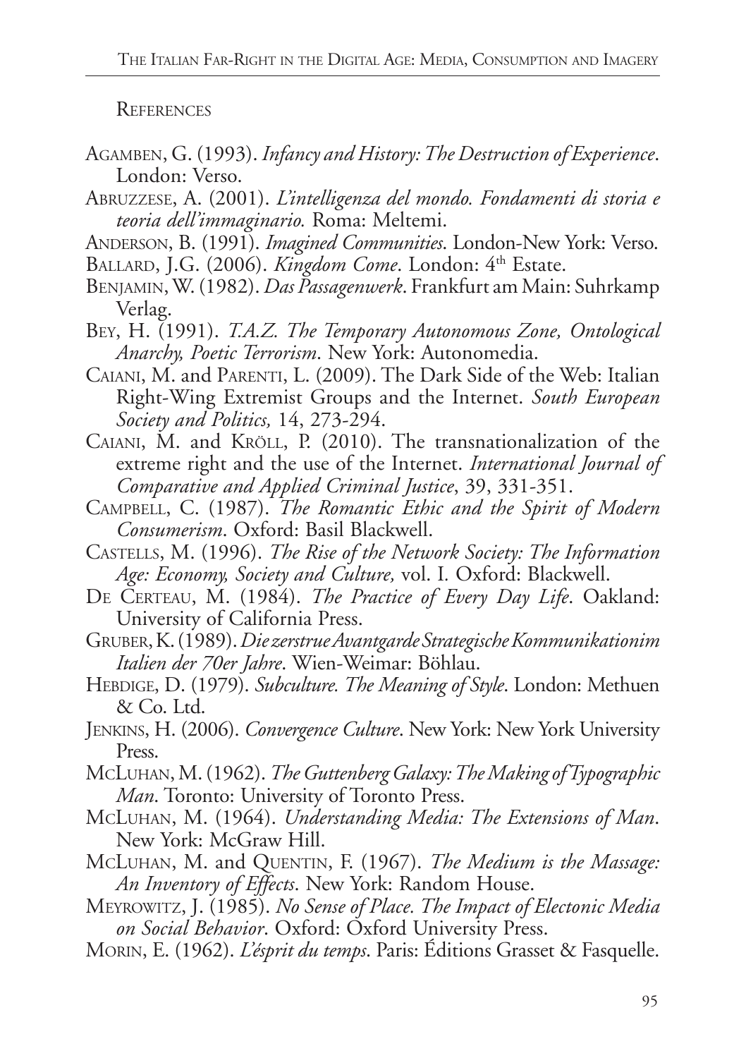## References

Agamben, G. (1993). *Infancy and History: The Destruction of Experience*. London: Verso.

Abruzzese, A. (2001). *L'intelligenza del mondo. Fondamenti di storia e teoria dell'immaginario.* Roma: Meltemi.

Anderson, B. (1991). *Imagined Communities*. London-New York: Verso.

Ballard, J.G. (2006). *Kingdom Come*. London: 4th Estate.

Benjamin, W. (1982). *Das Passagenwerk*. Frankfurt am Main: Suhrkamp Verlag.

Bey, H. (1991). *T.A.Z. The Temporary Autonomous Zone, Ontological Anarchy, Poetic Terrorism*. New York: Autonomedia.

Caiani, M. and Parenti, L. (2009). The Dark Side of the Web: Italian Right-Wing Extremist Groups and the Internet. *South European Society and Politics,* 14, 273-294.

Caiani, M. and Kröll, P. (2010). The transnationalization of the extreme right and the use of the Internet. *International Journal of Comparative and Applied Criminal Justice*, 39, 331-351.

Campbell, C. (1987). *The Romantic Ethic and the Spirit of Modern Consumerism*. Oxford: Basil Blackwell.

Castells, M. (1996). *The Rise of the Network Society: The Information Age: Economy, Society and Culture,* vol. I. Oxford: Blackwell.

De Certeau, M. (1984). *The Practice of Every Day Life*. Oakland: University of California Press.

Gruber, K. (1989). *Die zerstrue Avantgarde Strategische Kommunikationim Italien der 70er Jahre*. Wien-Weimar: Böhlau.

Hebdige, D. (1979). *Subculture. The Meaning of Style*. London: Methuen & Co. Ltd.

Jenkins, H. (2006). *Convergence Culture*. New York: New York University Press.

McLuhan, M. (1962). *The Guttenberg Galaxy: The Making of Typographic Man*. Toronto: University of Toronto Press.

McLuhan, M. (1964). *Understanding Media: The Extensions of Man*. New York: McGraw Hill.

McLuhan, M. and Quentin, F. (1967). *The Medium is the Massage: An Inventory of Effects*. New York: Random House.

Meyrowitz, J. (1985). *No Sense of Place. The Impact of Electonic Media on Social Behavior*. Oxford: Oxford University Press.

Morin, E. (1962). *L'ésprit du temps*. Paris: Éditions Grasset & Fasquelle.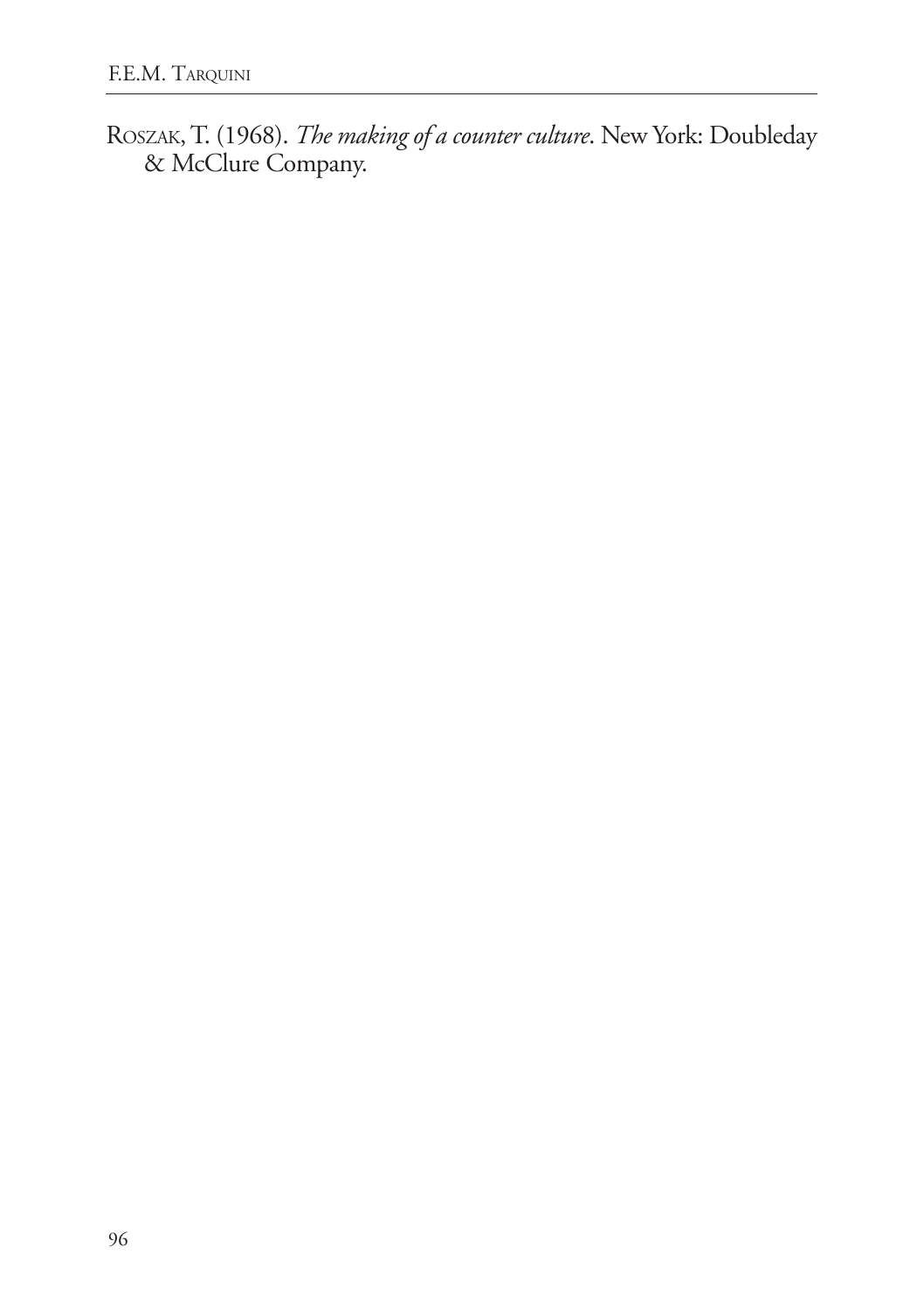Roszak, T. (1968). *The making of a counter culture*. New York: Doubleday & McClure Company.